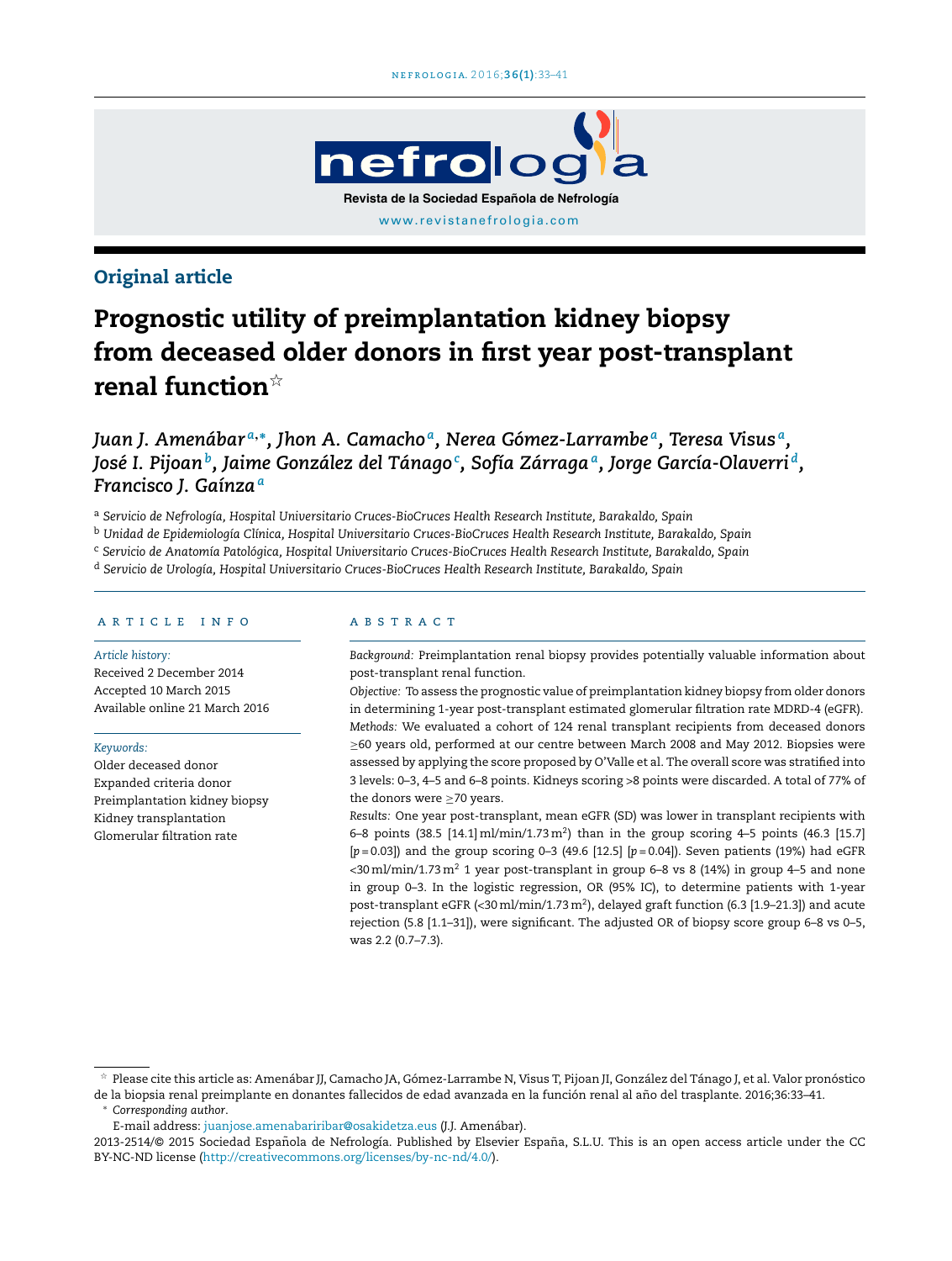## Original article

# Prognostic utility of preimplantation kidney biopsy from deceased older donors in first year post-transplant renal function☆

*Juan J. Amenábar[a,*], Jhon A. Camacho[a], Nerea Gómez-Larrambe[a], Teresa Visus[a], José I. Pijoan[b], Jaime González del Tánago[c], Sofía Zárraga[a], Jorge García-Olaverri[d], Francisco J. Gaínza[a]*

[a] *Servicio de Nefrología, Hospital Universitario Cruces-BioCruces Health Research Institute, Barakaldo, Spain*

[b] *Unidad de Epidemiología Clínica, Hospital Universitario Cruces-BioCruces Health Research Institute, Barakaldo, Spain*

[c] *Servicio de Anatomía Patológica, Hospital Universitario Cruces-BioCruces Health Research Institute, Barakaldo, Spain*

[d] *Servicio de Urología, Hospital Universitario Cruces-BioCruces Health Research Institute, Barakaldo, Spain*

### ARTICLE INFO

*Article history:*
Received 2 December 2014
Accepted 10 March 2015
Available online 21 March 2016

*Keywords:*
Older deceased donor
Expanded criteria donor
Preimplantation kidney biopsy
Kidney transplantation
Glomerular filtration rate

### ABSTRACT

*Background:* Preimplantation renal biopsy provides potentially valuable information about post-transplant renal function.

*Objective:* To assess the prognostic value of preimplantation kidney biopsy from older donors in determining 1-year post-transplant estimated glomerular filtration rate MDRD-4 (eGFR).

*Methods:* We evaluated a cohort of 124 renal transplant recipients from deceased donors ≥60 years old, performed at our centre between March 2008 and May 2012. Biopsies were assessed by applying the score proposed by O'Valle et al. The overall score was stratified into 3 levels: 0–3, 4–5 and 6–8 points. Kidneys scoring >8 points were discarded. A total of 77% of the donors were ≥70 years.

*Results:* One year post-transplant, mean eGFR (SD) was lower in transplant recipients with 6–8 points (38.5 [14.1] ml/min/1.73 m$^2$) than in the group scoring 4–5 points (46.3 [15.7] [$p = 0.03$]) and the group scoring 0–3 (49.6 [12.5] [$p = 0.04$]). Seven patients (19%) had eGFR <30 ml/min/1.73 m$^2$ 1 year post-transplant in group 6–8 vs 8 (14%) in group 4–5 and none in group 0–3. In the logistic regression, OR (95% IC), to determine patients with 1-year post-transplant eGFR (<30 ml/min/1.73 m$^2$), delayed graft function (6.3 [1.9–21.3]) and acute rejection (5.8 [1.1–31]), were significant. The adjusted OR of biopsy score group 6–8 vs 0–5, was 2.2 (0.7–7.3).

☆ Please cite this article as: Amenábar JJ, Camacho JA, Gómez-Larrambe N, Visus T, Pijoan JI, González del Tánago J, et al. Valor pronóstico de la biopsia renal preimplante en donantes fallecidos de edad avanzada en la función renal al año del trasplante. 2016;36:33–41.

\* *Corresponding author.*
E-mail address: juanjose.amenabaririribar@osakidetza.eus (J.J. Amenábar).

2013-2514/© 2015 Sociedad Española de Nefrología. Published by Elsevier España, S.L.U. This is an open access article under the CC BY-NC-ND license (http://creativecommons.org/licenses/by-nc-nd/4.0/).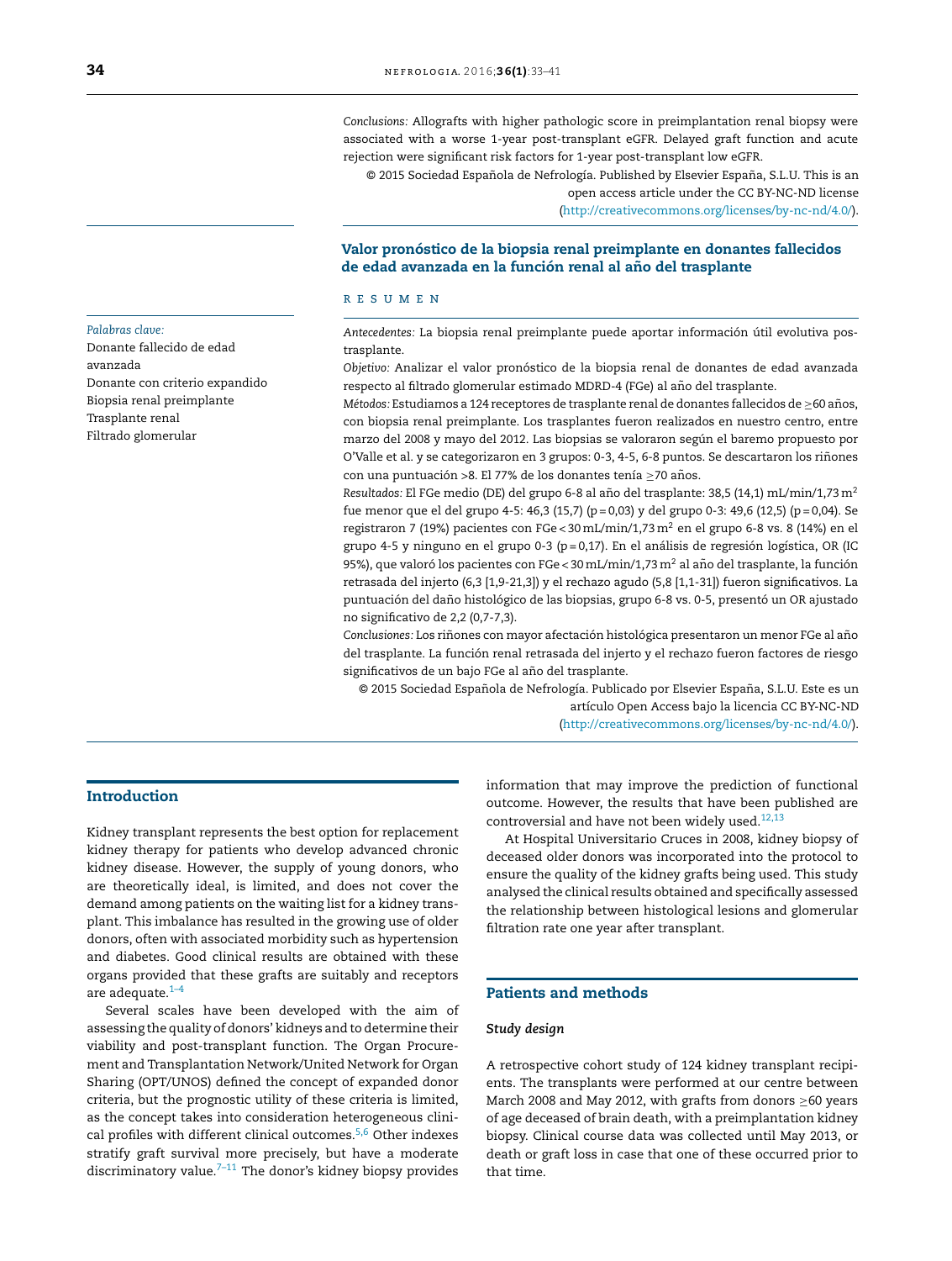*Conclusions:* Allografts with higher pathologic score in preimplantation renal biopsy were associated with a worse 1-year post-transplant eGFR. Delayed graft function and acute rejection were significant risk factors for 1-year post-transplant low eGFR.

© 2015 Sociedad Española de Nefrología. Published by Elsevier España, S.L.U. This is an open access article under the CC BY-NC-ND license (http://creativecommons.org/licenses/by-nc-nd/4.0/).

## Valor pronóstico de la biopsia renal preimplante en donantes fallecidos de edad avanzada en la función renal al año del trasplante

*Palabras clave:*
Donante fallecido de edad avanzada
Donante con criterio expandido
Biopsia renal preimplante
Trasplante renal
Filtrado glomerular

### RESUMEN

*Antecedentes:* La biopsia renal preimplante puede aportar información útil evolutiva postrasplante.

*Objetivo:* Analizar el valor pronóstico de la biopsia renal de donantes de edad avanzada respecto al filtrado glomerular estimado MDRD-4 (FGe) al año del trasplante.

*Métodos:* Estudiamos a 124 receptores de trasplante renal de donantes fallecidos de ≥60 años, con biopsia renal preimplante. Los trasplantes fueron realizados en nuestro centro, entre marzo del 2008 y mayo del 2012. Las biopsias se valoraron según el baremo propuesto por O'Valle et al. y se categorizaron en 3 grupos: 0-3, 4-5, 6-8 puntos. Se descartaron los riñones con una puntuación >8. El 77% de los donantes tenía ≥70 años.

*Resultados:* El FGe medio (DE) del grupo 6-8 al año del trasplante: 38,5 (14,1) mL/min/1,73 $m^2$ fue menor que el del grupo 4-5: 46,3 (15,7) (p = 0,03) y del grupo 0-3: 49,6 (12,5) (p = 0,04). Se registraron 7 (19%) pacientes con FGe < 30 mL/min/1,73 $m^2$ en el grupo 6-8 vs. 8 (14%) en el grupo 4-5 y ninguno en el grupo 0-3 (p = 0,17). En el análisis de regresión logística, OR (IC 95%), que valoró los pacientes con FGe < 30 mL/min/1,73 $m^2$ al año del trasplante, la función retrasada del injerto (6,3 [1,9-21,3]) y el rechazo agudo (5,8 [1,1-31]) fueron significativos. La puntuación del daño histológico de las biopsias, grupo 6-8 vs. 0-5, presentó un OR ajustado no significativo de 2,2 (0,7-7,3).

*Conclusiones:* Los riñones con mayor afectación histológica presentaron un menor FGe al año del trasplante. La función renal retrasada del injerto y el rechazo fueron factores de riesgo significativos de un bajo FGe al año del trasplante.

© 2015 Sociedad Española de Nefrología. Publicado por Elsevier España, S.L.U. Este es un artículo Open Access bajo la licencia CC BY-NC-ND (http://creativecommons.org/licenses/by-nc-nd/4.0/).

## Introduction

Kidney transplant represents the best option for replacement kidney therapy for patients who develop advanced chronic kidney disease. However, the supply of young donors, who are theoretically ideal, is limited, and does not cover the demand among patients on the waiting list for a kidney transplant. This imbalance has resulted in the growing use of older donors, often with associated morbidity such as hypertension and diabetes. Good clinical results are obtained with these organs provided that these grafts are suitably and receptors are adequate.[1–4]

Several scales have been developed with the aim of assessing the quality of donors' kidneys and to determine their viability and post-transplant function. The Organ Procurement and Transplantation Network/United Network for Organ Sharing (OPT/UNOS) defined the concept of expanded donor criteria, but the prognostic utility of these criteria is limited, as the concept takes into consideration heterogeneous clinical profiles with different clinical outcomes.[5,6] Other indexes stratify graft survival more precisely, but have a moderate discriminatory value.[7–11] The donor's kidney biopsy provides information that may improve the prediction of functional outcome. However, the results that have been published are controversial and have not been widely used.[12,13]

At Hospital Universitario Cruces in 2008, kidney biopsy of deceased older donors was incorporated into the protocol to ensure the quality of the kidney grafts being used. This study analysed the clinical results obtained and specifically assessed the relationship between histological lesions and glomerular filtration rate one year after transplant.

## Patients and methods

### *Study design*

A retrospective cohort study of 124 kidney transplant recipients. The transplants were performed at our centre between March 2008 and May 2012, with grafts from donors ≥60 years of age deceased of brain death, with a preimplantation kidney biopsy. Clinical course data was collected until May 2013, or death or graft loss in case that one of these occurred prior to that time.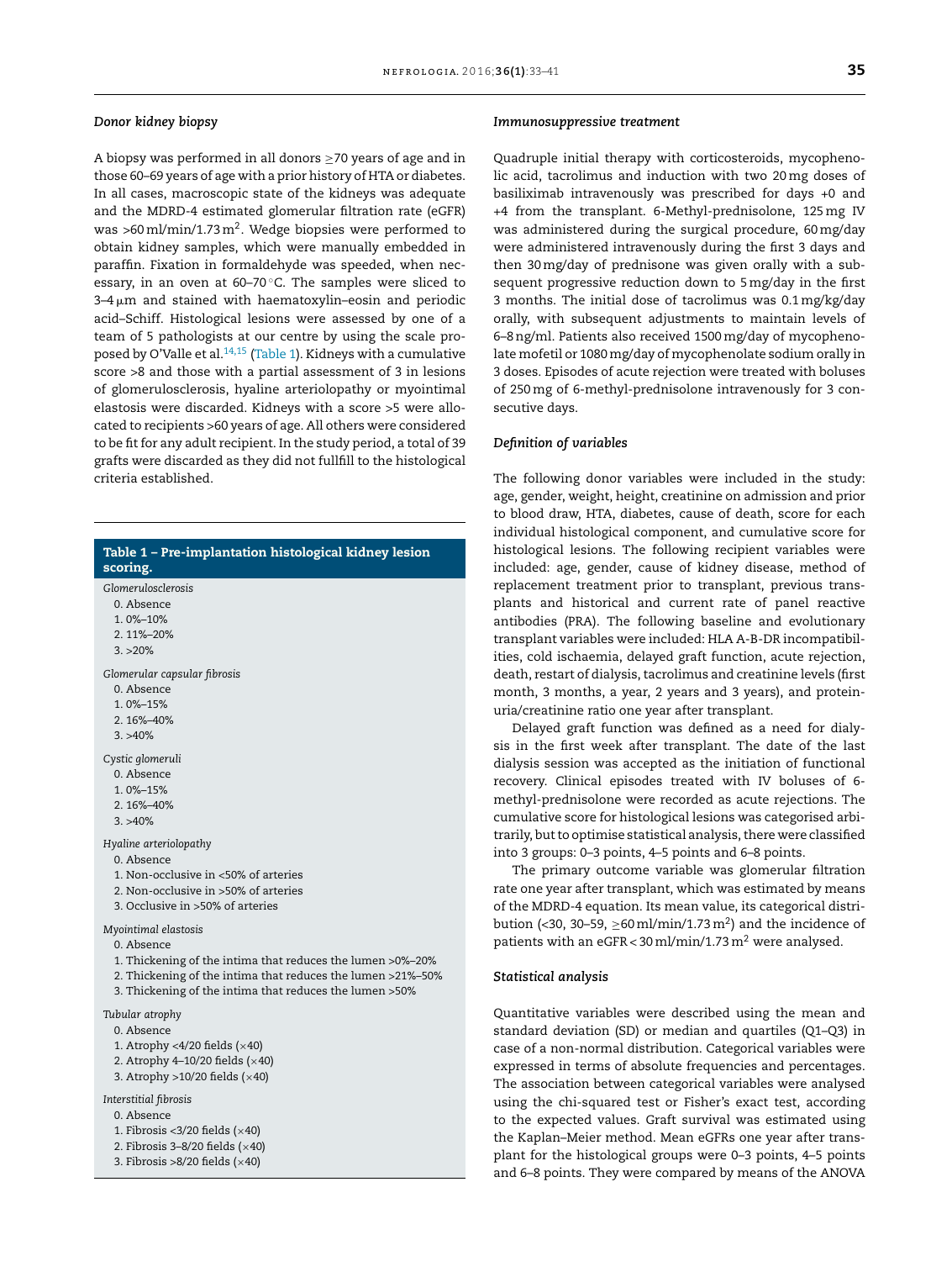### Donor kidney biopsy

A biopsy was performed in all donors ≥70 years of age and in those 60–69 years of age with a prior history of HTA or diabetes. In all cases, macroscopic state of the kidneys was adequate and the MDRD-4 estimated glomerular filtration rate (eGFR) was >60 ml/min/1.73 $m^2$. Wedge biopsies were performed to obtain kidney samples, which were manually embedded in paraffin. Fixation in formaldehyde was speeded, when necessary, in an oven at 60–70 °C. The samples were sliced to 3–4 μm and stained with haematoxylin–eosin and periodic acid–Schiff. Histological lesions were assessed by one of a team of 5 pathologists at our centre by using the scale proposed by O'Valle et al.[14,15] (Table 1). Kidneys with a cumulative score >8 and those with a partial assessment of 3 in lesions of glomerulosclerosis, hyaline arteriolopathy or myointimal elastosis were discarded. Kidneys with a score >5 were allocated to recipients >60 years of age. All others were considered to be fit for any adult recipient. In the study period, a total of 39 grafts were discarded as they did not fullfill to the histological criteria established.

**Table 1 – Pre-implantation histological kidney lesion scoring.**

*Glomerulosclerosis*
- 0. Absence
- 1. 0%–10%
- 2. 11%–20%
- 3. >20%

*Glomerular capsular fibrosis*
- 0. Absence
- 1. 0%–15%
- 2. 16%–40%
- 3. >40%

*Cystic glomeruli*
- 0. Absence
- 1. 0%–15%
- 2. 16%–40%
- 3. >40%

*Hyaline arteriolopathy*
- 0. Absence
- 1. Non-occlusive in <50% of arteries
- 2. Non-occlusive in >50% of arteries
- 3. Occlusive in >50% of arteries

*Myointimal elastosis*
- 0. Absence
- 1. Thickening of the intima that reduces the lumen >0%–20%
- 2. Thickening of the intima that reduces the lumen >21%–50%
- 3. Thickening of the intima that reduces the lumen >50%

*Tubular atrophy*
- 0. Absence
- 1. Atrophy <4/20 fields (×40)
- 2. Atrophy 4–10/20 fields (×40)
- 3. Atrophy >10/20 fields (×40)

*Interstitial fibrosis*
- 0. Absence
- 1. Fibrosis <3/20 fields (×40)
- 2. Fibrosis 3–8/20 fields (×40)
- 3. Fibrosis >8/20 fields (×40)

### Immunosuppressive treatment

Quadruple initial therapy with corticosteroids, mycophenolic acid, tacrolimus and induction with two 20 mg doses of basiliximab intravenously was prescribed for days +0 and +4 from the transplant. 6-Methyl-prednisolone, 125 mg IV was administered during the surgical procedure, 60 mg/day were administered intravenously during the first 3 days and then 30 mg/day of prednisone was given orally with a subsequent progressive reduction down to 5 mg/day in the first 3 months. The initial dose of tacrolimus was 0.1 mg/kg/day orally, with subsequent adjustments to maintain levels of 6–8 ng/ml. Patients also received 1500 mg/day of mycophenolate mofetil or 1080 mg/day of mycophenolate sodium orally in 3 doses. Episodes of acute rejection were treated with boluses of 250 mg of 6-methyl-prednisolone intravenously for 3 consecutive days.

### Definition of variables

The following donor variables were included in the study: age, gender, weight, height, creatinine on admission and prior to blood draw, HTA, diabetes, cause of death, score for each individual histological component, and cumulative score for histological lesions. The following recipient variables were included: age, gender, cause of kidney disease, method of replacement treatment prior to transplant, previous transplants and historical and current rate of panel reactive antibodies (PRA). The following baseline and evolutionary transplant variables were included: HLA A-B-DR incompatibilities, cold ischaemia, delayed graft function, acute rejection, death, restart of dialysis, tacrolimus and creatinine levels (first month, 3 months, a year, 2 years and 3 years), and proteinuria/creatinine ratio one year after transplant.

Delayed graft function was defined as a need for dialysis in the first week after transplant. The date of the last dialysis session was accepted as the initiation of functional recovery. Clinical episodes treated with IV boluses of 6-methyl-prednisolone were recorded as acute rejections. The cumulative score for histological lesions was categorised arbitrarily, but to optimise statistical analysis, there were classified into 3 groups: 0–3 points, 4–5 points and 6–8 points.

The primary outcome variable was glomerular filtration rate one year after transplant, which was estimated by means of the MDRD-4 equation. Its mean value, its categorical distribution (<30, 30–59, ≥60 ml/min/1.73 $m^2$) and the incidence of patients with an eGFR < 30 ml/min/1.73 $m^2$ were analysed.

### Statistical analysis

Quantitative variables were described using the mean and standard deviation (SD) or median and quartiles (Q1–Q3) in case of a non-normal distribution. Categorical variables were expressed in terms of absolute frequencies and percentages. The association between categorical variables were analysed using the chi-squared test or Fisher's exact test, according to the expected values. Graft survival was estimated using the Kaplan–Meier method. Mean eGFRs one year after transplant for the histological groups were 0–3 points, 4–5 points and 6–8 points. They were compared by means of the ANOVA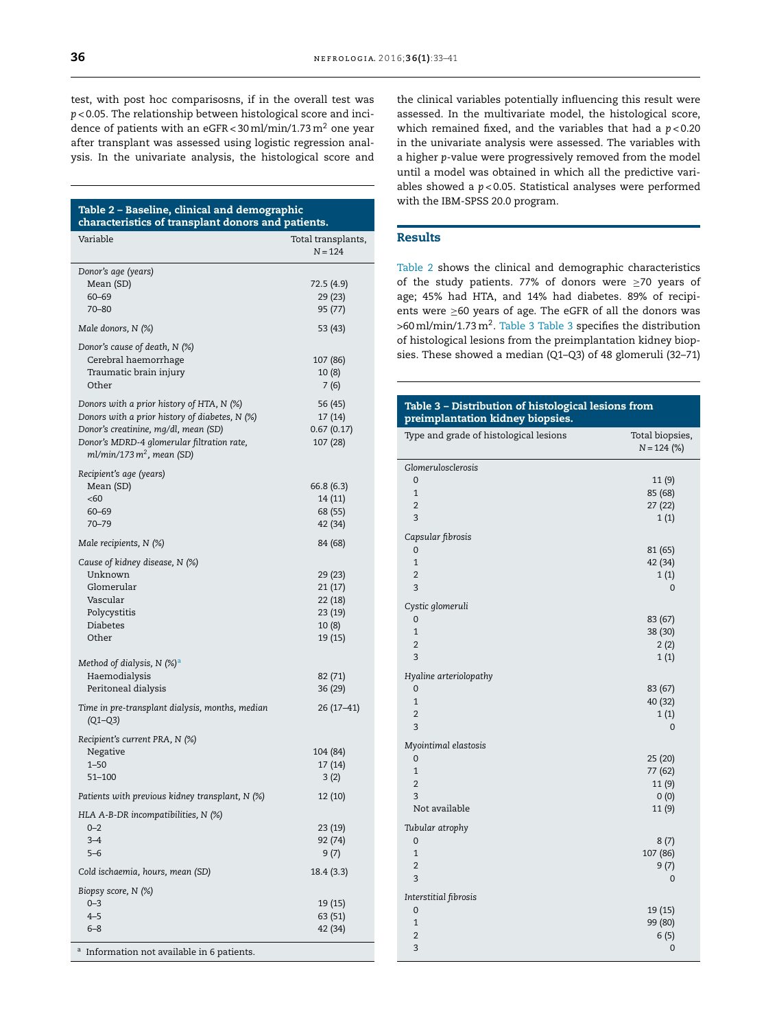test, with post hoc comparisosns, if in the overall test was $p < 0.05$. The relationship between histological score and incidence of patients with an eGFR < 30 ml/min/1.73 $m^2$ one year after transplant was assessed using logistic regression analysis. In the univariate analysis, the histological score and the clinical variables potentially influencing this result were assessed. In the multivariate model, the histological score, which remained fixed, and the variables that had a $p < 0.20$ in the univariate analysis were assessed. The variables with a higher $p$-value were progressively removed from the model until a model was obtained in which all the predictive variables showed a $p < 0.05$. Statistical analyses were performed with the IBM-SPSS 20.0 program.

**Table 2 – Baseline, clinical and demographic characteristics of transplant donors and patients.**

| Variable | Total transplants, N = 124 |
|---|---|
| *Donor's age (years)* | |
| Mean (SD) | 72.5 (4.9) |
| 60–69 | 29 (23) |
| 70–80 | 95 (77) |
| *Male donors, N (%)* | 53 (43) |
| *Donor's cause of death, N (%)* | |
| Cerebral haemorrhage | 107 (86) |
| Traumatic brain injury | 10 (8) |
| Other | 7 (6) |
| *Donors with a prior history of HTA, N (%)* | 56 (45) |
| *Donors with a prior history of diabetes, N (%)* | 17 (14) |
| *Donor's creatinine, mg/dl, mean (SD)* | 0.67 (0.17) |
| *Donor's MDRD-4 glomerular filtration rate, ml/min/173 $m^2$, mean (SD)* | 107 (28) |
| *Recipient's age (years)* | |
| Mean (SD) | 66.8 (6.3) |
| <60 | 14 (11) |
| 60–69 | 68 (55) |
| 70–79 | 42 (34) |
| *Male recipients, N (%)* | 84 (68) |
| *Cause of kidney disease, N (%)* | |
| Unknown | 29 (23) |
| Glomerular | 21 (17) |
| Vascular | 22 (18) |
| Polycystitis | 23 (19) |
| Diabetes | 10 (8) |
| Other | 19 (15) |
| *Method of dialysis, N (%)*[a] | |
| Haemodialysis | 82 (71) |
| Peritoneal dialysis | 36 (29) |
| *Time in pre-transplant dialysis, months, median (Q1–Q3)* | 26 (17–41) |
| *Recipient's current PRA, N (%)* | |
| Negative | 104 (84) |
| 1–50 | 17 (14) |
| 51–100 | 3 (2) |
| *Patients with previous kidney transplant, N (%)* | 12 (10) |
| *HLA A-B-DR incompatibilities, N (%)* | |
| 0–2 | 23 (19) |
| 3–4 | 92 (74) |
| 5–6 | 9 (7) |
| *Cold ischaemia, hours, mean (SD)* | 18.4 (3.3) |
| *Biopsy score, N (%)* | |
| 0–3 | 19 (15) |
| 4–5 | 63 (51) |
| 6–8 | 42 (34) |

[a] Information not available in 6 patients.

## Results

Table 2 shows the clinical and demographic characteristics of the study patients. 77% of donors were ≥70 years of age; 45% had HTA, and 14% had diabetes. 89% of recipients were ≥60 years of age. The eGFR of all the donors was >60 ml/min/1.73 $m^2$. Table 3 Table 3 specifies the distribution of histological lesions from the preimplantation kidney biopsies. These showed a median (Q1–Q3) of 48 glomeruli (32–71)

**Table 3 – Distribution of histological lesions from preimplantation kidney biopsies.**

| Type and grade of histological lesions | Total biopsies, N = 124 (%) |
|---|---|
| *Glomerulosclerosis* | |
| 0 | 11 (9) |
| 1 | 85 (68) |
| 2 | 27 (22) |
| 3 | 1 (1) |
| *Capsular fibrosis* | |
| 0 | 81 (65) |
| 1 | 42 (34) |
| 2 | 1 (1) |
| 3 | 0 |
| *Cystic glomeruli* | |
| 0 | 83 (67) |
| 1 | 38 (30) |
| 2 | 2 (2) |
| 3 | 1 (1) |
| *Hyaline arteriolopathy* | |
| 0 | 83 (67) |
| 1 | 40 (32) |
| 2 | 1 (1) |
| 3 | 0 |
| *Myointimal elastosis* | |
| 0 | 25 (20) |
| 1 | 77 (62) |
| 2 | 11 (9) |
| 3 | 0 (0) |
| Not available | 11 (9) |
| *Tubular atrophy* | |
| 0 | 8 (7) |
| 1 | 107 (86) |
| 2 | 9 (7) |
| 3 | 0 |
| *Interstitial fibrosis* | |
| 0 | 19 (15) |
| 1 | 99 (80) |
| 2 | 6 (5) |
| 3 | 0 |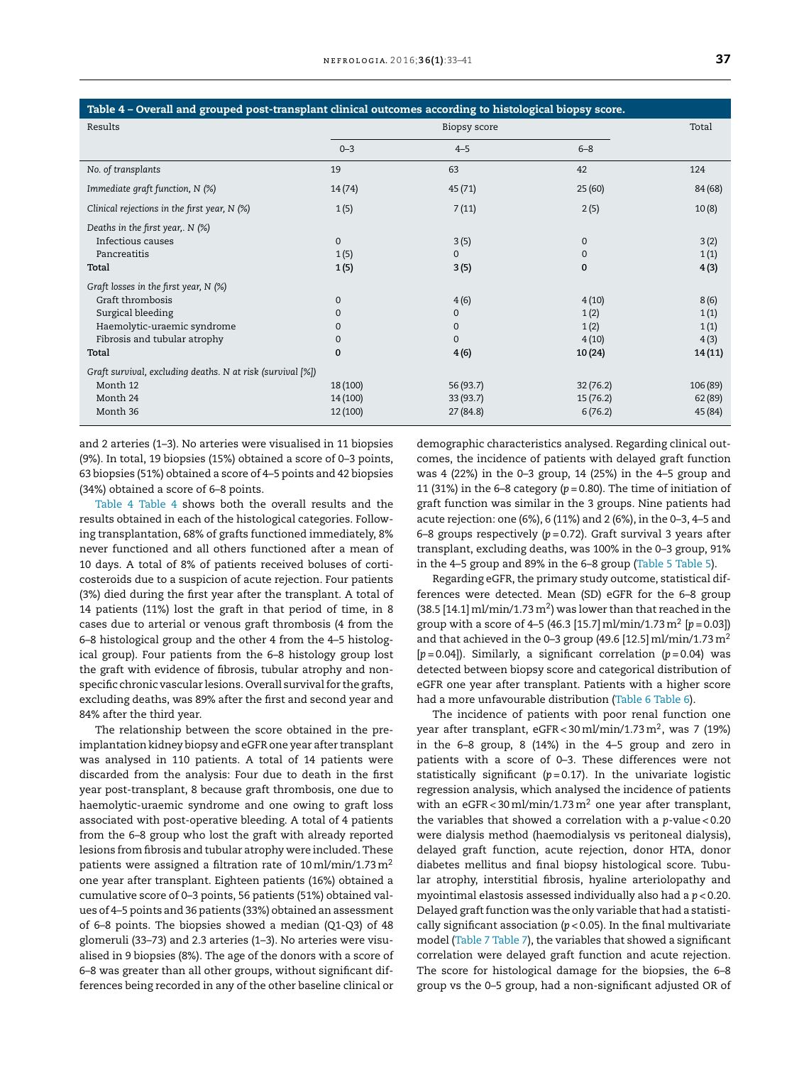**Table 4 – Overall and grouped post-transplant clinical outcomes according to histological biopsy score.**

| Results | Biopsy score | | | Total |
|---|---|---|---|---|
| | 0–3 | 4–5 | 6–8 | |
| *No. of transplants* | 19 | 63 | 42 | 124 |
| *Immediate graft function, N (%)* | 14 (74) | 45 (71) | 25 (60) | 84 (68) |
| *Clinical rejections in the first year, N (%)* | 1 (5) | 7 (11) | 2 (5) | 10 (8) |
| *Deaths in the first year,. N (%)* | | | | |
| Infectious causes | 0 | 3 (5) | 0 | 3 (2) |
| Pancreatitis | 1 (5) | 0 | 0 | 1 (1) |
| **Total** | **1 (5)** | **3 (5)** | **0** | **4 (3)** |
| *Graft losses in the first year, N (%)* | | | | |
| Graft thrombosis | 0 | 4 (6) | 4 (10) | 8 (6) |
| Surgical bleeding | 0 | 0 | 1 (2) | 1 (1) |
| Haemolytic-uraemic syndrome | 0 | 0 | 1 (2) | 1 (1) |
| Fibrosis and tubular atrophy | 0 | 0 | 4 (10) | 4 (3) |
| **Total** | **0** | **4 (6)** | **10 (24)** | **14 (11)** |
| *Graft survival, excluding deaths. N at risk (survival [%])* | | | | |
| Month 12 | 18 (100) | 56 (93.7) | 32 (76.2) | 106 (89) |
| Month 24 | 14 (100) | 33 (93.7) | 15 (76.2) | 62 (89) |
| Month 36 | 12 (100) | 27 (84.8) | 6 (76.2) | 45 (84) |

and 2 arteries (1–3). No arteries were visualised in 11 biopsies (9%). In total, 19 biopsies (15%) obtained a score of 0–3 points, 63 biopsies (51%) obtained a score of 4–5 points and 42 biopsies (34%) obtained a score of 6–8 points.

Table 4 Table 4 shows both the overall results and the results obtained in each of the histological categories. Following transplantation, 68% of grafts functioned immediately, 8% never functioned and all others functioned after a mean of 10 days. A total of 8% of patients received boluses of corticosteroids due to a suspicion of acute rejection. Four patients (3%) died during the first year after the transplant. A total of 14 patients (11%) lost the graft in that period of time, in 8 cases due to arterial or venous graft thrombosis (4 from the 6–8 histological group and the other 4 from the 4–5 histological group). Four patients from the 6–8 histology group lost the graft with evidence of fibrosis, tubular atrophy and nonspecific chronic vascular lesions. Overall survival for the grafts, excluding deaths, was 89% after the first and second year and 84% after the third year.

The relationship between the score obtained in the pre-implantation kidney biopsy and eGFR one year after transplant was analysed in 110 patients. A total of 14 patients were discarded from the analysis: Four due to death in the first year post-transplant, 8 because graft thrombosis, one due to haemolytic-uraemic syndrome and one owing to graft loss associated with post-operative bleeding. A total of 4 patients from the 6–8 group who lost the graft with already reported lesions from fibrosis and tubular atrophy were included. These patients were assigned a filtration rate of 10 ml/min/1.73 m$^2$ one year after transplant. Eighteen patients (16%) obtained a cumulative score of 0–3 points, 56 patients (51%) obtained values of 4–5 points and 36 patients (33%) obtained an assessment of 6–8 points. The biopsies showed a median (Q1-Q3) of 48 glomeruli (33–73) and 2.3 arteries (1–3). No arteries were visualised in 9 biopsies (8%). The age of the donors with a score of 6–8 was greater than all other groups, without significant differences being recorded in any of the other baseline clinical or demographic characteristics analysed. Regarding clinical outcomes, the incidence of patients with delayed graft function was 4 (22%) in the 0–3 group, 14 (25%) in the 4–5 group and 11 (31%) in the 6–8 category ($p = 0.80$). The time of initiation of graft function was similar in the 3 groups. Nine patients had acute rejection: one (6%), 6 (11%) and 2 (6%), in the 0–3, 4–5 and 6–8 groups respectively ($p = 0.72$). Graft survival 3 years after transplant, excluding deaths, was 100% in the 0–3 group, 91% in the 4–5 group and 89% in the 6–8 group (Table 5 Table 5).

Regarding eGFR, the primary study outcome, statistical differences were detected. Mean (SD) eGFR for the 6–8 group (38.5 [14.1] ml/min/1.73 m$^2$) was lower than that reached in the group with a score of 4–5 (46.3 [15.7] ml/min/1.73 m$^2$ [$p = 0.03$]) and that achieved in the 0–3 group (49.6 [12.5] ml/min/1.73 m$^2$ [$p = 0.04$]). Similarly, a significant correlation ($p = 0.04$) was detected between biopsy score and categorical distribution of eGFR one year after transplant. Patients with a higher score had a more unfavourable distribution (Table 6 Table 6).

The incidence of patients with poor renal function one year after transplant, eGFR < 30 ml/min/1.73 m$^2$, was 7 (19%) in the 6–8 group, 8 (14%) in the 4–5 group and zero in patients with a score of 0–3. These differences were not statistically significant ($p = 0.17$). In the univariate logistic regression analysis, which analysed the incidence of patients with an eGFR < 30 ml/min/1.73 m$^2$ one year after transplant, the variables that showed a correlation with a $p$-value < 0.20 were dialysis method (haemodialysis vs peritoneal dialysis), delayed graft function, acute rejection, donor HTA, donor diabetes mellitus and final biopsy histological score. Tubular atrophy, interstitial fibrosis, hyaline arteriolopathy and myointimal elastosis assessed individually also had a $p < 0.20$. Delayed graft function was the only variable that had a statistically significant association ($p < 0.05$). In the final multivariate model (Table 7 Table 7), the variables that showed a significant correlation were delayed graft function and acute rejection. The score for histological damage for the biopsies, the 6–8 group vs the 0–5 group, had a non-significant adjusted OR of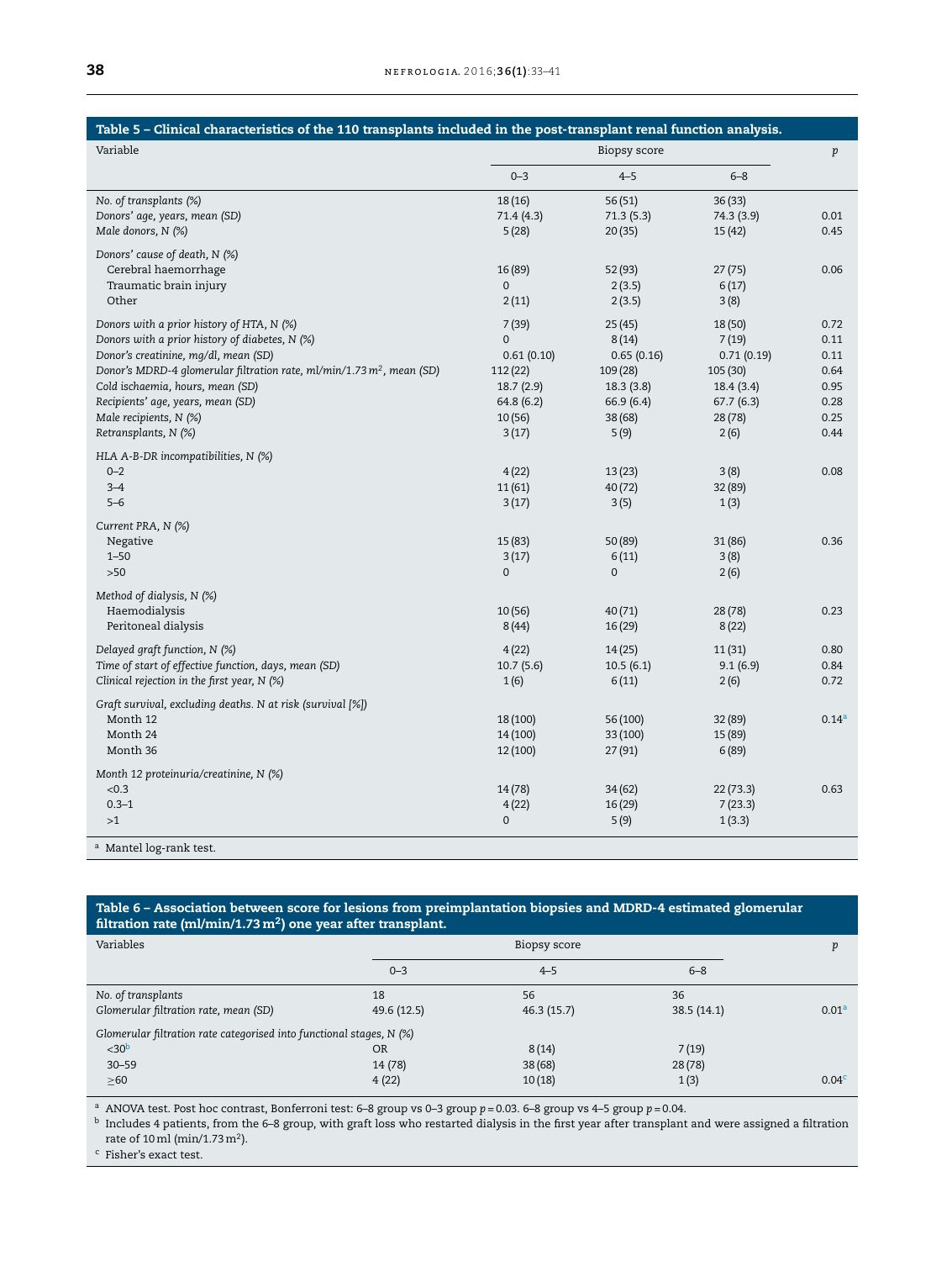**Table 5 – Clinical characteristics of the 110 transplants included in the post-transplant renal function analysis.**

| Variable | Biopsy score | | | p |
|---|---|---|---|---|
| | 0–3 | 4–5 | 6–8 | |
| *No. of transplants (%)* | 18 (16) | 56 (51) | 36 (33) | |
| *Donors' age, years, mean (SD)* | 71.4 (4.3) | 71.3 (5.3) | 74.3 (3.9) | 0.01 |
| *Male donors, N (%)* | 5 (28) | 20 (35) | 15 (42) | 0.45 |
| *Donors' cause of death, N (%)* | | | | |
| Cerebral haemorrhage | 16 (89) | 52 (93) | 27 (75) | 0.06 |
| Traumatic brain injury | 0 | 2 (3.5) | 6 (17) | |
| Other | 2 (11) | 2 (3.5) | 3 (8) | |
| *Donors with a prior history of HTA, N (%)* | 7 (39) | 25 (45) | 18 (50) | 0.72 |
| *Donors with a prior history of diabetes, N (%)* | 0 | 8 (14) | 7 (19) | 0.11 |
| *Donor's creatinine, mg/dl, mean (SD)* | 0.61 (0.10) | 0.65 (0.16) | 0.71 (0.19) | 0.11 |
| *Donor's MDRD-4 glomerular filtration rate, ml/min/1.73 m$^2$, mean (SD)* | 112 (22) | 109 (28) | 105 (30) | 0.64 |
| *Cold ischaemia, hours, mean (SD)* | 18.7 (2.9) | 18.3 (3.8) | 18.4 (3.4) | 0.95 |
| *Recipients' age, years, mean (SD)* | 64.8 (6.2) | 66.9 (6.4) | 67.7 (6.3) | 0.28 |
| *Male recipients, N (%)* | 10 (56) | 38 (68) | 28 (78) | 0.25 |
| *Retransplants, N (%)* | 3 (17) | 5 (9) | 2 (6) | 0.44 |
| *HLA A-B-DR incompatibilities, N (%)* | | | | |
| 0–2 | 4 (22) | 13 (23) | 3 (8) | 0.08 |
| 3–4 | 11 (61) | 40 (72) | 32 (89) | |
| 5–6 | 3 (17) | 3 (5) | 1 (3) | |
| *Current PRA, N (%)* | | | | |
| Negative | 15 (83) | 50 (89) | 31 (86) | 0.36 |
| 1–50 | 3 (17) | 6 (11) | 3 (8) | |
| >50 | 0 | 0 | 2 (6) | |
| *Method of dialysis, N (%)* | | | | |
| Haemodialysis | 10 (56) | 40 (71) | 28 (78) | 0.23 |
| Peritoneal dialysis | 8 (44) | 16 (29) | 8 (22) | |
| *Delayed graft function, N (%)* | 4 (22) | 14 (25) | 11 (31) | 0.80 |
| *Time of start of effective function, days, mean (SD)* | 10.7 (5.6) | 10.5 (6.1) | 9.1 (6.9) | 0.84 |
| *Clinical rejection in the first year, N (%)* | 1 (6) | 6 (11) | 2 (6) | 0.72 |
| *Graft survival, excluding deaths. N at risk (survival [%])* | | | | |
| Month 12 | 18 (100) | 56 (100) | 32 (89) | 0.14[a] |
| Month 24 | 14 (100) | 33 (100) | 15 (89) | |
| Month 36 | 12 (100) | 27 (91) | 6 (89) | |
| *Month 12 proteinuria/creatinine, N (%)* | | | | |
| <0.3 | 14 (78) | 34 (62) | 22 (73.3) | 0.63 |
| 0.3–1 | 4 (22) | 16 (29) | 7 (23.3) | |
| >1 | 0 | 5 (9) | 1 (3.3) | |

[a] Mantel log-rank test.

**Table 6 – Association between score for lesions from preimplantation biopsies and MDRD-4 estimated glomerular filtration rate (ml/min/1.73 m$^2$) one year after transplant.**

| Variables | Biopsy score | | | p |
|---|---|---|---|---|
| | 0–3 | 4–5 | 6–8 | |
| *No. of transplants* | 18 | 56 | 36 | |
| *Glomerular filtration rate, mean (SD)* | 49.6 (12.5) | 46.3 (15.7) | 38.5 (14.1) | 0.01[a] |
| *Glomerular filtration rate categorised into functional stages, N (%)* | | | | |
| <30[b] | OR | 8 (14) | 7 (19) | |
| 30–59 | 14 (78) | 38 (68) | 28 (78) | |
| ≥60 | 4 (22) | 10 (18) | 1 (3) | 0.04[c] |

[a] ANOVA test. Post hoc contrast, Bonferroni test: 6–8 group vs 0–3 group $p = 0.03$. 6–8 group vs 4–5 group $p = 0.04$.

[b] Includes 4 patients, from the 6–8 group, with graft loss who restarted dialysis in the first year after transplant and were assigned a filtration rate of 10 ml (min/1.73 m$^2$).

[c] Fisher's exact test.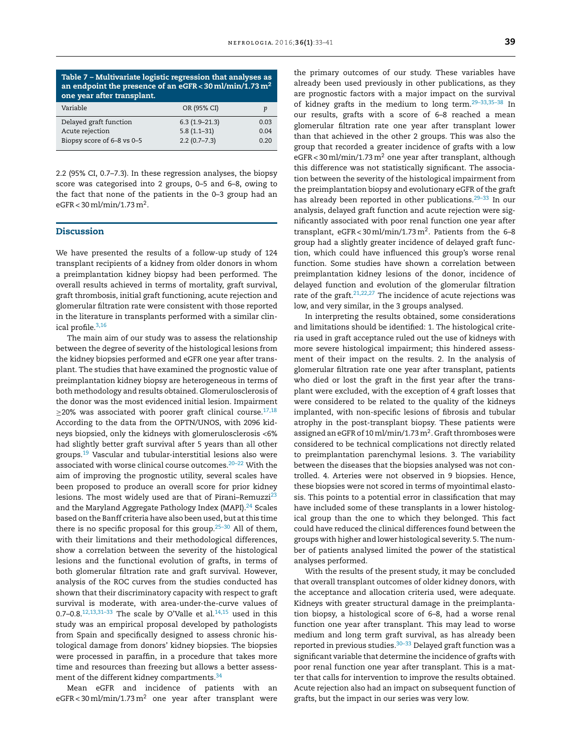**Table 7 – Multivariate logistic regression that analyses as an endpoint the presence of an eGFR < 30 ml/min/1.73 $m^2$ one year after transplant.**

| Variable | OR (95% CI) | p |
|---|---|---|
| Delayed graft function | 6.3 (1.9–21.3) | 0.03 |
| Acute rejection | 5.8 (1.1–31) | 0.04 |
| Biopsy score of 6–8 vs 0–5 | 2.2 (0.7–7.3) | 0.20 |

2.2 (95% CI, 0.7–7.3). In these regression analyses, the biopsy score was categorised into 2 groups, 0–5 and 6–8, owing to the fact that none of the patients in the 0–3 group had an eGFR < 30 ml/min/1.73 $m^2$.

## Discussion

We have presented the results of a follow-up study of 124 transplant recipients of a kidney from older donors in whom a preimplantation kidney biopsy had been performed. The overall results achieved in terms of mortality, graft survival, graft thrombosis, initial graft functioning, acute rejection and glomerular filtration rate were consistent with those reported in the literature in transplants performed with a similar clinical profile.[3,16]

The main aim of our study was to assess the relationship between the degree of severity of the histological lesions from the kidney biopsies performed and eGFR one year after transplant. The studies that have examined the prognostic value of preimplantation kidney biopsy are heterogeneous in terms of both methodology and results obtained. Glomerulosclerosis of the donor was the most evidenced initial lesion. Impairment ≥20% was associated with poorer graft clinical course.[17,18] According to the data from the OPTN/UNOS, with 2096 kidneys biopsied, only the kidneys with glomerulosclerosis <6% had slightly better graft survival after 5 years than all other groups.[19] Vascular and tubular-interstitial lesions also were associated with worse clinical course outcomes.[20–22] With the aim of improving the prognostic utility, several scales have been proposed to produce an overall score for prior kidney lesions. The most widely used are that of Pirani–Remuzzi[23] and the Maryland Aggregate Pathology Index (MAPI).[24] Scales based on the Banff criteria have also been used, but at this time there is no specific proposal for this group.[25–30] All of them, with their limitations and their methodological differences, show a correlation between the severity of the histological lesions and the functional evolution of grafts, in terms of both glomerular filtration rate and graft survival. However, analysis of the ROC curves from the studies conducted has shown that their discriminatory capacity with respect to graft survival is moderate, with area-under-the-curve values of 0.7–0.8.[12,13,31–33] The scale by O'Valle et al.[14,15] used in this study was an empirical proposal developed by pathologists from Spain and specifically designed to assess chronic histological damage from donors' kidney biopsies. The biopsies were processed in paraffin, in a procedure that takes more time and resources than freezing but allows a better assessment of the different kidney compartments.[34]

Mean eGFR and incidence of patients with an eGFR < 30 ml/min/1.73 $m^2$ one year after transplant were the primary outcomes of our study. These variables have already been used previously in other publications, as they are prognostic factors with a major impact on the survival of kidney grafts in the medium to long term.[29–33,35–38] In our results, grafts with a score of 6–8 reached a mean glomerular filtration rate one year after transplant lower than that achieved in the other 2 groups. This was also the group that recorded a greater incidence of grafts with a low eGFR < 30 ml/min/1.73 $m^2$ one year after transplant, although this difference was not statistically significant. The association between the severity of the histological impairment from the preimplantation biopsy and evolutionary eGFR of the graft has already been reported in other publications.[29–33] In our analysis, delayed graft function and acute rejection were significantly associated with poor renal function one year after transplant, eGFR < 30 ml/min/1.73 $m^2$. Patients from the 6–8 group had a slightly greater incidence of delayed graft function, which could have influenced this group's worse renal function. Some studies have shown a correlation between preimplantation kidney lesions of the donor, incidence of delayed function and evolution of the glomerular filtration rate of the graft.[21,22,27] The incidence of acute rejections was low, and very similar, in the 3 groups analysed.

In interpreting the results obtained, some considerations and limitations should be identified: 1. The histological criteria used in graft acceptance ruled out the use of kidneys with more severe histological impairment; this hindered assessment of their impact on the results. 2. In the analysis of glomerular filtration rate one year after transplant, patients who died or lost the graft in the first year after the transplant were excluded, with the exception of 4 graft losses that were considered to be related to the quality of the kidneys implanted, with non-specific lesions of fibrosis and tubular atrophy in the post-transplant biopsy. These patients were assigned an eGFR of 10 ml/min/1.73 $m^2$. Graft thromboses were considered to be technical complications not directly related to preimplantation parenchymal lesions. 3. The variability between the diseases that the biopsies analysed was not controlled. 4. Arteries were not observed in 9 biopsies. Hence, these biopsies were not scored in terms of myointimal elastosis. This points to a potential error in classification that may have included some of these transplants in a lower histological group than the one to which they belonged. This fact could have reduced the clinical differences found between the groups with higher and lower histological severity. 5. The number of patients analysed limited the power of the statistical analyses performed.

With the results of the present study, it may be concluded that overall transplant outcomes of older kidney donors, with the acceptance and allocation criteria used, were adequate. Kidneys with greater structural damage in the preimplantation biopsy, a histological score of 6–8, had a worse renal function one year after transplant. This may lead to worse medium and long term graft survival, as has already been reported in previous studies.[30–33] Delayed graft function was a significant variable that determine the incidence of grafts with poor renal function one year after transplant. This is a matter that calls for intervention to improve the results obtained. Acute rejection also had an impact on subsequent function of grafts, but the impact in our series was very low.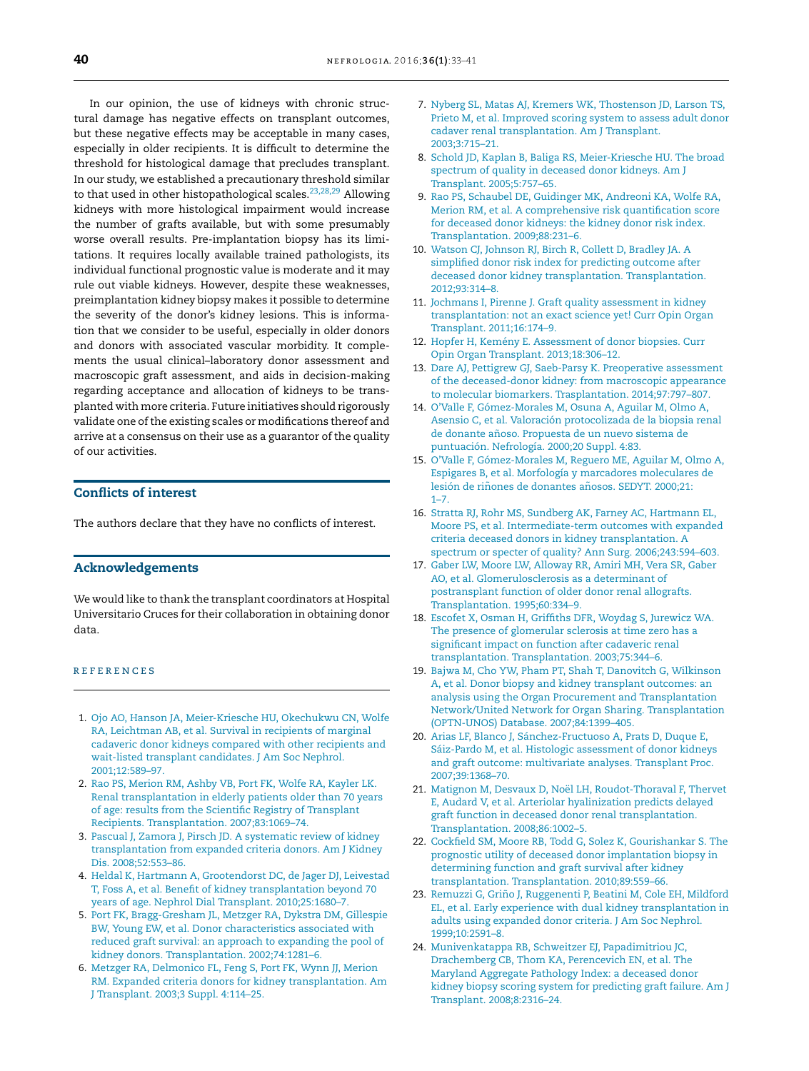In our opinion, the use of kidneys with chronic structural damage has negative effects on transplant outcomes, but these negative effects may be acceptable in many cases, especially in older recipients. It is difficult to determine the threshold for histological damage that precludes transplant. In our study, we established a precautionary threshold similar to that used in other histopathological scales.[23,28,29] Allowing kidneys with more histological impairment would increase the number of grafts available, but with some presumably worse overall results. Pre-implantation biopsy has its limitations. It requires locally available trained pathologists, its individual functional prognostic value is moderate and it may rule out viable kidneys. However, despite these weaknesses, preimplantation kidney biopsy makes it possible to determine the severity of the donor's kidney lesions. This is information that we consider to be useful, especially in older donors and donors with associated vascular morbidity. It complements the usual clinical–laboratory donor assessment and macroscopic graft assessment, and aids in decision-making regarding acceptance and allocation of kidneys to be transplanted with more criteria. Future initiatives should rigorously validate one of the existing scales or modifications thereof and arrive at a consensus on their use as a guarantor of the quality of our activities.

## Conflicts of interest

The authors declare that they have no conflicts of interest.

## Acknowledgements

We would like to thank the transplant coordinators at Hospital Universitario Cruces for their collaboration in obtaining donor data.

## REFERENCES

1. Ojo AO, Hanson JA, Meier-Kriesche HU, Okechukwu CN, Wolfe RA, Leichtman AB, et al. Survival in recipients of marginal cadaveric donor kidneys compared with other recipients and wait-listed transplant candidates. J Am Soc Nephrol. 2001;12:589–97.
2. Rao PS, Merion RM, Ashby VB, Port FK, Wolfe RA, Kayler LK. Renal transplantation in elderly patients older than 70 years of age: results from the Scientific Registry of Transplant Recipients. Transplantation. 2007;83:1069–74.
3. Pascual J, Zamora J, Pirsch JD. A systematic review of kidney transplantation from expanded criteria donors. Am J Kidney Dis. 2008;52:553–86.
4. Heldal K, Hartmann A, Grootendorst DC, de Jager DJ, Leivestad T, Foss A, et al. Benefit of kidney transplantation beyond 70 years of age. Nephrol Dial Transplant. 2010;25:1680–7.
5. Port FK, Bragg-Gresham JL, Metzger RA, Dykstra DM, Gillespie BW, Young EW, et al. Donor characteristics associated with reduced graft survival: an approach to expanding the pool of kidney donors. Transplantation. 2002;74:1281–6.
6. Metzger RA, Delmonico FL, Feng S, Port FK, Wynn JJ, Merion RM. Expanded criteria donors for kidney transplantation. Am J Transplant. 2003;3 Suppl. 4:114–25.
7. Nyberg SL, Matas AJ, Kremers WK, Thostenson JD, Larson TS, Prieto M, et al. Improved scoring system to assess adult donor cadaver renal transplantation. Am J Transplant. 2003;3:715–21.
8. Schold JD, Kaplan B, Baliga RS, Meier-Kriesche HU. The broad spectrum of quality in deceased donor kidneys. Am J Transplant. 2005;5:757–65.
9. Rao PS, Schaubel DE, Guidinger MK, Andreoni KA, Wolfe RA, Merion RM, et al. A comprehensive risk quantification score for deceased donor kidneys: the kidney donor risk index. Transplantation. 2009;88:231–6.
10. Watson CJ, Johnson RJ, Birch R, Collett D, Bradley JA. A simplified donor risk index for predicting outcome after deceased donor kidney transplantation. Transplantation. 2012;93:314–8.
11. Jochmans I, Pirenne J. Graft quality assessment in kidney transplantation: not an exact science yet! Curr Opin Organ Transplant. 2011;16:174–9.
12. Hopfer H, Kemény E. Assessment of donor biopsies. Curr Opin Organ Transplant. 2013;18:306–12.
13. Dare AJ, Pettigrew GJ, Saeb-Parsy K. Preoperative assessment of the deceased-donor kidney: from macroscopic appearance to molecular biomarkers. Trasplantation. 2014;97:797–807.
14. O'Valle F, Gómez-Morales M, Osuna A, Aguilar M, Olmo A, Asensio C, et al. Valoración protocolizada de la biopsia renal de donante añoso. Propuesta de un nuevo sistema de puntuación. Nefrología. 2000;20 Suppl. 4:83.
15. O'Valle F, Gómez-Morales M, Reguero ME, Aguilar M, Olmo A, Espigares B, et al. Morfología y marcadores moleculares de lesión de riñones de donantes añosos. SEDYT. 2000;21: 1–7.
16. Stratta RJ, Rohr MS, Sundberg AK, Farney AC, Hartmann EL, Moore PS, et al. Intermediate-term outcomes with expanded criteria deceased donors in kidney transplantation. A spectrum or specter of quality? Ann Surg. 2006;243:594–603.
17. Gaber LW, Moore LW, Alloway RR, Amiri MH, Vera SR, Gaber AO, et al. Glomerulosclerosis as a determinant of postransplant function of older donor renal allografts. Transplantation. 1995;60:334–9.
18. Escofet X, Osman H, Griffiths DFR, Woydag S, Jurewicz WA. The presence of glomerular sclerosis at time zero has a significant impact on function after cadaveric renal transplantation. Transplantation. 2003;75:344–6.
19. Bajwa M, Cho YW, Pham PT, Shah T, Danovitch G, Wilkinson A, et al. Donor biopsy and kidney transplant outcomes: an analysis using the Organ Procurement and Transplantation Network/United Network for Organ Sharing. Transplantation (OPTN-UNOS) Database. 2007;84:1399–405.
20. Arias LF, Blanco J, Sánchez-Fructuoso A, Prats D, Duque E, Sáiz-Pardo M, et al. Histologic assessment of donor kidneys and graft outcome: multivariate analyses. Transplant Proc. 2007;39:1368–70.
21. Matignon M, Desvaux D, Noël LH, Roudot-Thoraval F, Thervet E, Audard V, et al. Arteriolar hyalinization predicts delayed graft function in deceased donor renal transplantation. Transplantation. 2008;86:1002–5.
22. Cockfield SM, Moore RB, Todd G, Solez K, Gourishankar S. The prognostic utility of deceased donor implantation biopsy in determining function and graft survival after kidney transplantation. Transplantation. 2010;89:559–66.
23. Remuzzi G, Griño J, Ruggenenti P, Beatini M, Cole EH, Mildford EL, et al. Early experience with dual kidney transplantation in adults using expanded donor criteria. J Am Soc Nephrol. 1999;10:2591–8.
24. Munivenkatappa RB, Schweitzer EJ, Papadimitriou JC, Drachemberg CB, Thom KA, Perencevich EN, et al. The Maryland Aggregate Pathology Index: a deceased donor kidney biopsy scoring system for predicting graft failure. Am J Transplant. 2008;8:2316–24.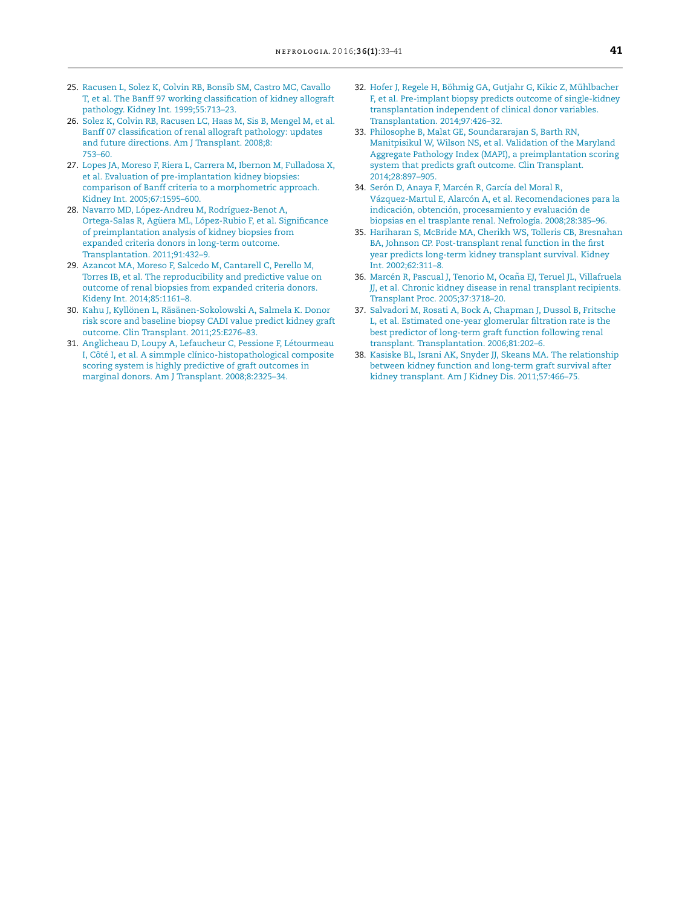25. Racusen L, Solez K, Colvin RB, Bonsib SM, Castro MC, Cavallo T, et al. The Banff 97 working classification of kidney allograft pathology. Kidney Int. 1999;55:713–23.
26. Solez K, Colvin RB, Racusen LC, Haas M, Sis B, Mengel M, et al. Banff 07 classification of renal allograft pathology: updates and future directions. Am J Transplant. 2008;8: 753–60.
27. Lopes JA, Moreso F, Riera L, Carrera M, Ibernon M, Fulladosa X, et al. Evaluation of pre-implantation kidney biopsies: comparison of Banff criteria to a morphometric approach. Kidney Int. 2005;67:1595–600.
28. Navarro MD, López-Andreu M, Rodríguez-Benot A, Ortega-Salas R, Agüera ML, López-Rubio F, et al. Significance of preimplantation analysis of kidney biopsies from expanded criteria donors in long-term outcome. Transplantation. 2011;91:432–9.
29. Azancot MA, Moreso F, Salcedo M, Cantarell C, Perello M, Torres IB, et al. The reproducibility and predictive value on outcome of renal biopsies from expanded criteria donors. Kideny Int. 2014;85:1161–8.
30. Kahu J, Kyllönen L, Räsänen-Sokolowski A, Salmela K. Donor risk score and baseline biopsy CADI value predict kidney graft outcome. Clin Transplant. 2011;25:E276–83.
31. Anglicheau D, Loupy A, Lefaucheur C, Pessione F, Létourmeau I, Côté I, et al. A simmple clínico-histopathological composite scoring system is highly predictive of graft outcomes in marginal donors. Am J Transplant. 2008;8:2325–34.
32. Hofer J, Regele H, Böhmig GA, Gutjahr G, Kikic Z, Mühlbacher F, et al. Pre-implant biopsy predicts outcome of single-kidney transplantation independent of clinical donor variables. Transplantation. 2014;97:426–32.
33. Philosophe B, Malat GE, Soundararajan S, Barth RN, Manitpisikul W, Wilson NS, et al. Validation of the Maryland Aggregate Pathology Index (MAPI), a preimplantation scoring system that predicts graft outcome. Clin Transplant. 2014;28:897–905.
34. Serón D, Anaya F, Marcén R, García del Moral R, Vázquez-Martul E, Alarcón A, et al. Recomendaciones para la indicación, obtención, procesamiento y evaluación de biopsias en el trasplante renal. Nefrología. 2008;28:385–96.
35. Hariharan S, McBride MA, Cherikh WS, Tolleris CB, Bresnahan BA, Johnson CP. Post-transplant renal function in the first year predicts long-term kidney transplant survival. Kidney Int. 2002;62:311–8.
36. Marcén R, Pascual J, Tenorio M, Ocaña EJ, Teruel JL, Villafruela JJ, et al. Chronic kidney disease in renal transplant recipients. Transplant Proc. 2005;37:3718–20.
37. Salvadori M, Rosati A, Bock A, Chapman J, Dussol B, Fritsche L, et al. Estimated one-year glomerular filtration rate is the best predictor of long-term graft function following renal transplant. Transplantation. 2006;81:202–6.
38. Kasiske BL, Israni AK, Snyder JJ, Skeans MA. The relationship between kidney function and long-term graft survival after kidney transplant. Am J Kidney Dis. 2011;57:466–75.